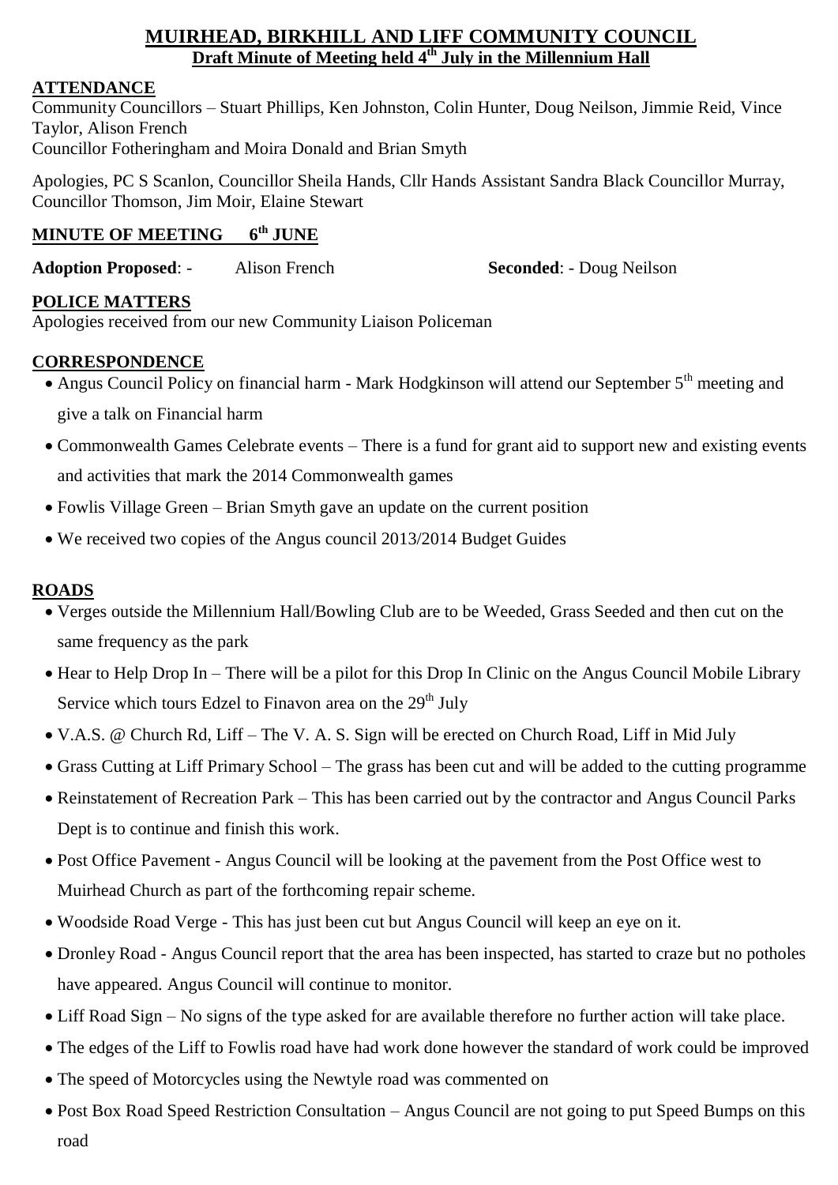# MUIRHEAD, BIRKHILL AND LIFF COMMUNITY COUNCIL

## Draft Minute of Meeting held 4th July in the Millennium Hall

### ATTENDANCE

Community Councillors – Stuart Phillips, Ken Johnston, Colin Hunter, Doug Neilson, Jimmie Reid, Vince Taylor, Alison French

Councillor Fotheringham and Moira Donald and Brian Smyth

Apologies, PC S Scanlon, Councillor Sheila Hands, Cllr Hands Assistant Sandra Black Councillor Murray, Councillor Thomson, Jim Moir, Elaine Stewart

### MINUTE OF MEETING 6th JUNE

**Adoption Proposed**: - Alison French **Seconded**: - Doug Neilson

### POLICE MATTERS

Apologies received from our new Community Liaison Policeman

### CORRESPONDENCE

- Angus Council Policy on financial harm - Mark Hodgkinson will attend our September 5th meeting and give a talk on Financial harm
- Commonwealth Games Celebrate events – There is a fund for grant aid to support new and existing events and activities that mark the 2014 Commonwealth games
- Fowlis Village Green – Brian Smyth gave an update on the current position
- We received two copies of the Angus council 2013/2014 Budget Guides

### ROADS

- Verges outside the Millennium Hall/Bowling Club are to be Weeded, Grass Seeded and then cut on the same frequency as the park
- Hear to Help Drop In – There will be a pilot for this Drop In Clinic on the Angus Council Mobile Library Service which tours Edzel to Finavon area on the 29th July
- V.A.S. @ Church Rd, Liff – The V. A. S. Sign will be erected on Church Road, Liff in Mid July
- Grass Cutting at Liff Primary School – The grass has been cut and will be added to the cutting programme
- Reinstatement of Recreation Park – This has been carried out by the contractor and Angus Council Parks Dept is to continue and finish this work.
- Post Office Pavement - Angus Council will be looking at the pavement from the Post Office west to Muirhead Church as part of the forthcoming repair scheme.
- Woodside Road Verge - This has just been cut but Angus Council will keep an eye on it.
- Dronley Road - Angus Council report that the area has been inspected, has started to craze but no potholes have appeared. Angus Council will continue to monitor.
- Liff Road Sign – No signs of the type asked for are available therefore no further action will take place.
- The edges of the Liff to Fowlis road have had work done however the standard of work could be improved
- The speed of Motorcycles using the Newtyle road was commented on
- Post Box Road Speed Restriction Consultation – Angus Council are not going to put Speed Bumps on this road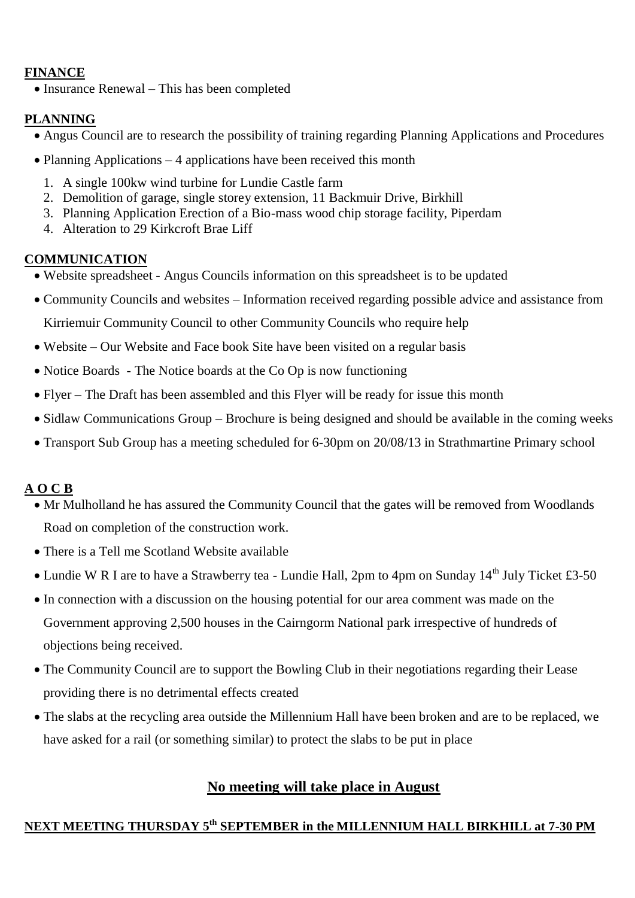## FINANCE

- Insurance Renewal – This has been completed

## PLANNING

- Angus Council are to research the possibility of training regarding Planning Applications and Procedures
- Planning Applications – 4 applications have been received this month
  1. A single 100kw wind turbine for Lundie Castle farm
  2. Demolition of garage, single storey extension, 11 Backmuir Drive, Birkhill
  3. Planning Application Erection of a Bio-mass wood chip storage facility, Piperdam
  4. Alteration to 29 Kirkcroft Brae Liff

## COMMUNICATION

- Website spreadsheet - Angus Councils information on this spreadsheet is to be updated
- Community Councils and websites – Information received regarding possible advice and assistance from Kirriemuir Community Council to other Community Councils who require help
- Website – Our Website and Face book Site have been visited on a regular basis
- Notice Boards - The Notice boards at the Co Op is now functioning
- Flyer – The Draft has been assembled and this Flyer will be ready for issue this month
- Sidlaw Communications Group – Brochure is being designed and should be available in the coming weeks
- Transport Sub Group has a meeting scheduled for 6-30pm on 20/08/13 in Strathmartine Primary school

## A O C B

- Mr Mulholland he has assured the Community Council that the gates will be removed from Woodlands Road on completion of the construction work.
- There is a Tell me Scotland Website available
- Lundie W R I are to have a Strawberry tea - Lundie Hall, 2pm to 4pm on Sunday 14th July Ticket £3-50
- In connection with a discussion on the housing potential for our area comment was made on the Government approving 2,500 houses in the Cairngorm National park irrespective of hundreds of objections being received.
- The Community Council are to support the Bowling Club in their negotiations regarding their Lease providing there is no detrimental effects created
- The slabs at the recycling area outside the Millennium Hall have been broken and are to be replaced, we have asked for a rail (or something similar) to protect the slabs to be put in place

**No meeting will take place in August**

**NEXT MEETING THURSDAY 5th SEPTEMBER in the MILLENNIUM HALL BIRKHILL at 7-30 PM**